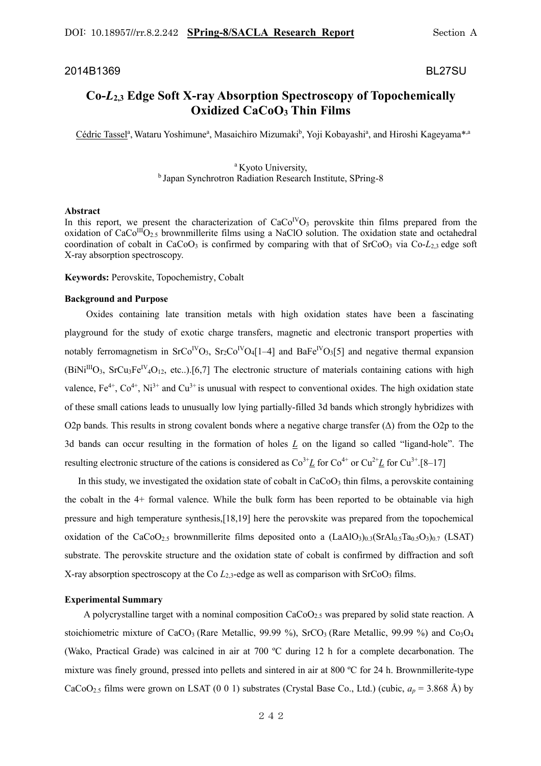2014B1369 BL27SU

# Co-$L_{2,3}$ Edge Soft X-ray Absorption Spectroscopy of Topochemically Oxidized $CaCoO_3$ Thin Films

Cédric Tassel[a], Wataru Yoshimune[a], Masaichiro Mizumaki[b], Yoji Kobayashi[a], and Hiroshi Kageyama*[,a]

[a] Kyoto University,
[b] Japan Synchrotron Radiation Research Institute, SPring-8

**Abstract**

In this report, we present the characterization of $CaCo^{IV}O_3$ perovskite thin films prepared from the oxidation of $CaCo^{III}O_{2.5}$ brownmillerite films using a NaClO solution. The oxidation state and octahedral coordination of cobalt in $CaCoO_3$ is confirmed by comparing with that of $SrCoO_3$ via Co-$L_{2,3}$ edge soft X-ray absorption spectroscopy.

**Keywords:** Perovskite, Topochemistry, Cobalt

**Background and Purpose**

Oxides containing late transition metals with high oxidation states have been a fascinating playground for the study of exotic charge transfers, magnetic and electronic transport properties with notably ferromagnetism in $SrCo^{IV}O_3$, $Sr_2Co^{IV}O_4$[1–4] and $BaFe^{IV}O_3$[5] and negative thermal expansion ($BiNi^{III}O_3$, $SrCu_3Fe^{IV}{}_4O_{12}$, etc..).[6,7] The electronic structure of materials containing cations with high valence, $Fe^{4+}$, $Co^{4+}$, $Ni^{3+}$ and $Cu^{3+}$ is unusual with respect to conventional oxides. The high oxidation state of these small cations leads to unusually low lying partially-filled 3d bands which strongly hybridizes with O2p bands. This results in strong covalent bonds where a negative charge transfer (Δ) from the O2p to the 3d bands can occur resulting in the formation of holes $\underline{L}$ on the ligand so called "ligand-hole". The resulting electronic structure of the cations is considered as $Co^{3+}\underline{L}$ for $Co^{4+}$ or $Cu^{2+}\underline{L}$ for $Cu^{3+}$.[8–17]

In this study, we investigated the oxidation state of cobalt in $CaCoO_3$ thin films, a perovskite containing the cobalt in the 4+ formal valence. While the bulk form has been reported to be obtainable via high pressure and high temperature synthesis,[18,19] here the perovskite was prepared from the topochemical oxidation of the $CaCoO_{2.5}$ brownmillerite films deposited onto a $(LaAlO_3)_{0.3}(SrAl_{0.5}Ta_{0.5}O_3)_{0.7}$ (LSAT) substrate. The perovskite structure and the oxidation state of cobalt is confirmed by diffraction and soft X-ray absorption spectroscopy at the Co $L_{2,3}$-edge as well as comparison with $SrCoO_3$ films.

**Experimental Summary**

A polycrystalline target with a nominal composition $CaCoO_{2.5}$ was prepared by solid state reaction. A stoichiometric mixture of $CaCO_3$ (Rare Metallic, 99.99 %), $SrCO_3$ (Rare Metallic, 99.99 %) and $Co_3O_4$ (Wako, Practical Grade) was calcined in air at 700 ºC during 12 h for a complete decarbonation. The mixture was finely ground, pressed into pellets and sintered in air at 800 ºC for 24 h. Brownmillerite-type $CaCoO_{2.5}$ films were grown on LSAT (0 0 1) substrates (Crystal Base Co., Ltd.) (cubic, $a_p$ = 3.868 Å) by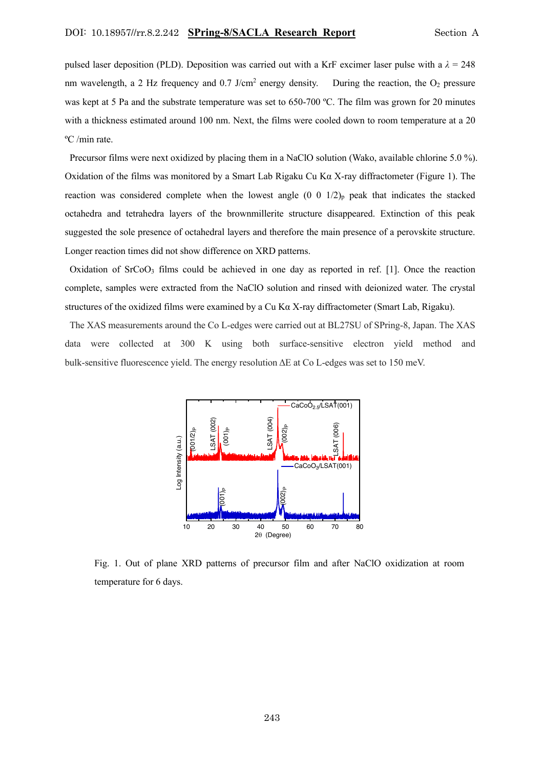pulsed laser deposition (PLD). Deposition was carried out with a KrF excimer laser pulse with a $\lambda$ = 248 nm wavelength, a 2 Hz frequency and 0.7 J/cm$^2$ energy density. During the reaction, the $O_2$ pressure was kept at 5 Pa and the substrate temperature was set to 650-700 ºC. The film was grown for 20 minutes with a thickness estimated around 100 nm. Next, the films were cooled down to room temperature at a 20 ºC /min rate.

Precursor films were next oxidized by placing them in a NaClO solution (Wako, available chlorine 5.0 %). Oxidation of the films was monitored by a Smart Lab Rigaku Cu Kα X-ray diffractometer (Figure 1). The reaction was considered complete when the lowest angle $(0\ 0\ 1/2)_p$ peak that indicates the stacked octahedra and tetrahedra layers of the brownmillerite structure disappeared. Extinction of this peak suggested the sole presence of octahedral layers and therefore the main presence of a perovskite structure. Longer reaction times did not show difference on XRD patterns.

Oxidation of $SrCoO_3$ films could be achieved in one day as reported in ref. [1]. Once the reaction complete, samples were extracted from the NaClO solution and rinsed with deionized water. The crystal structures of the oxidized films were examined by a Cu Kα X-ray diffractometer (Smart Lab, Rigaku).

The XAS measurements around the Co L-edges were carried out at BL27SU of SPring-8, Japan. The XAS data were collected at 300 K using both surface-sensitive electron yield method and bulk-sensitive fluorescence yield. The energy resolution ΔE at Co L-edges was set to 150 meV.

Fig. 1. Out of plane XRD patterns of precursor film and after NaClO oxidization at room temperature for 6 days.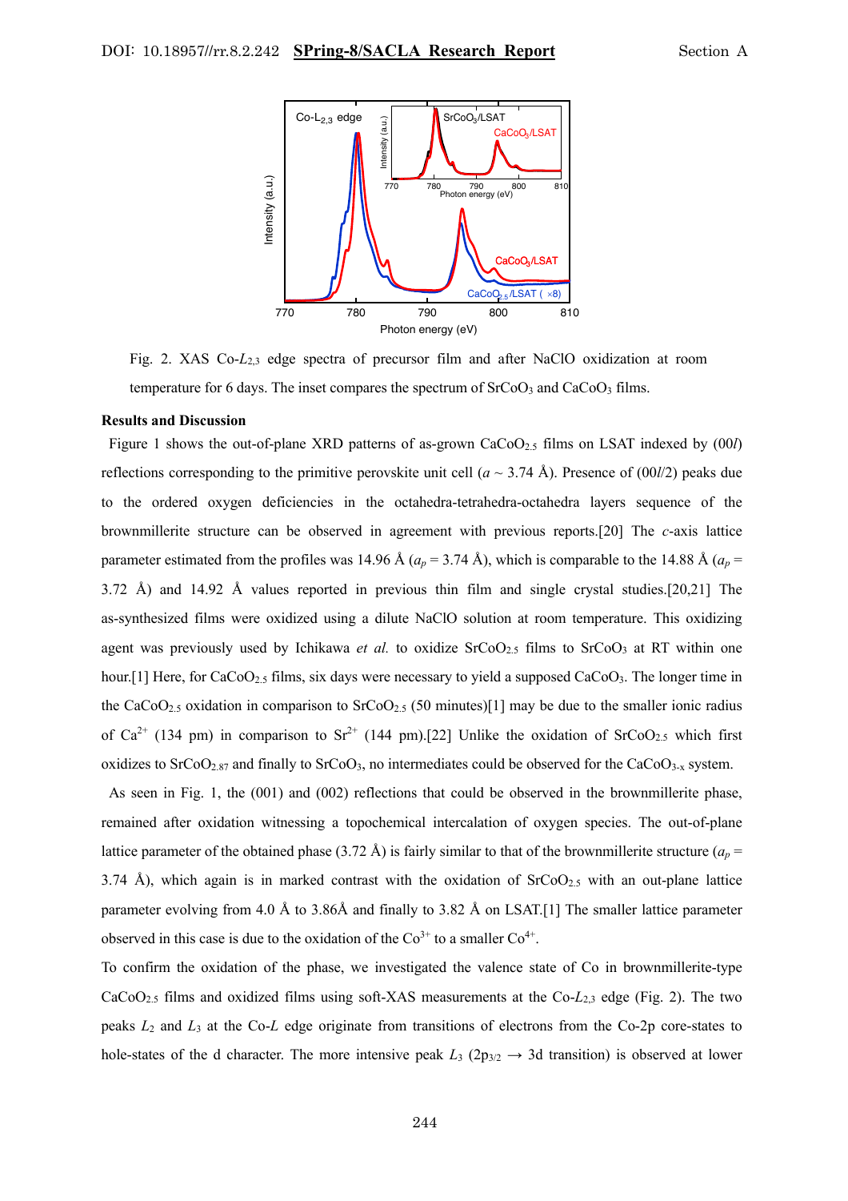Fig. 2. XAS Co-$L_{2,3}$ edge spectra of precursor film and after NaClO oxidization at room temperature for 6 days. The inset compares the spectrum of $SrCoO_3$ and $CaCoO_3$ films.

**Results and Discussion**

Figure 1 shows the out-of-plane XRD patterns of as-grown $CaCoO_{2.5}$ films on LSAT indexed by (00*l*) reflections corresponding to the primitive perovskite unit cell ($a$ ~ 3.74 Å). Presence of (00*l*/2) peaks due to the ordered oxygen deficiencies in the octahedra-tetrahedra-octahedra layers sequence of the brownmillerite structure can be observed in agreement with previous reports.[20] The *c*-axis lattice parameter estimated from the profiles was 14.96 Å ($a_p$ = 3.74 Å), which is comparable to the 14.88 Å ($a_p$ = 3.72 Å) and 14.92 Å values reported in previous thin film and single crystal studies.[20,21] The as-synthesized films were oxidized using a dilute NaClO solution at room temperature. This oxidizing agent was previously used by Ichikawa *et al.* to oxidize $SrCoO_{2.5}$ films to $SrCoO_3$ at RT within one hour.[1] Here, for $CaCoO_{2.5}$ films, six days were necessary to yield a supposed $CaCoO_3$. The longer time in the $CaCoO_{2.5}$ oxidation in comparison to $SrCoO_{2.5}$ (50 minutes)[1] may be due to the smaller ionic radius of $Ca^{2+}$ (134 pm) in comparison to $Sr^{2+}$ (144 pm).[22] Unlike the oxidation of $SrCoO_{2.5}$ which first oxidizes to $SrCoO_{2.87}$ and finally to $SrCoO_3$, no intermediates could be observed for the $CaCoO_{3-x}$ system.

As seen in Fig. 1, the (001) and (002) reflections that could be observed in the brownmillerite phase, remained after oxidation witnessing a topochemical intercalation of oxygen species. The out-of-plane lattice parameter of the obtained phase (3.72 Å) is fairly similar to that of the brownmillerite structure ($a_p$ = 3.74 Å), which again is in marked contrast with the oxidation of $SrCoO_{2.5}$ with an out-plane lattice parameter evolving from 4.0 Å to 3.86Å and finally to 3.82 Å on LSAT.[1] The smaller lattice parameter observed in this case is due to the oxidation of the $Co^{3+}$ to a smaller $Co^{4+}$.

To confirm the oxidation of the phase, we investigated the valence state of Co in brownmillerite-type $CaCoO_{2.5}$ films and oxidized films using soft-XAS measurements at the Co-$L_{2,3}$ edge (Fig. 2). The two peaks $L_2$ and $L_3$ at the Co-*L* edge originate from transitions of electrons from the Co-2p core-states to hole-states of the d character. The more intensive peak $L_3$ ($2p_{3/2}$ → 3d transition) is observed at lower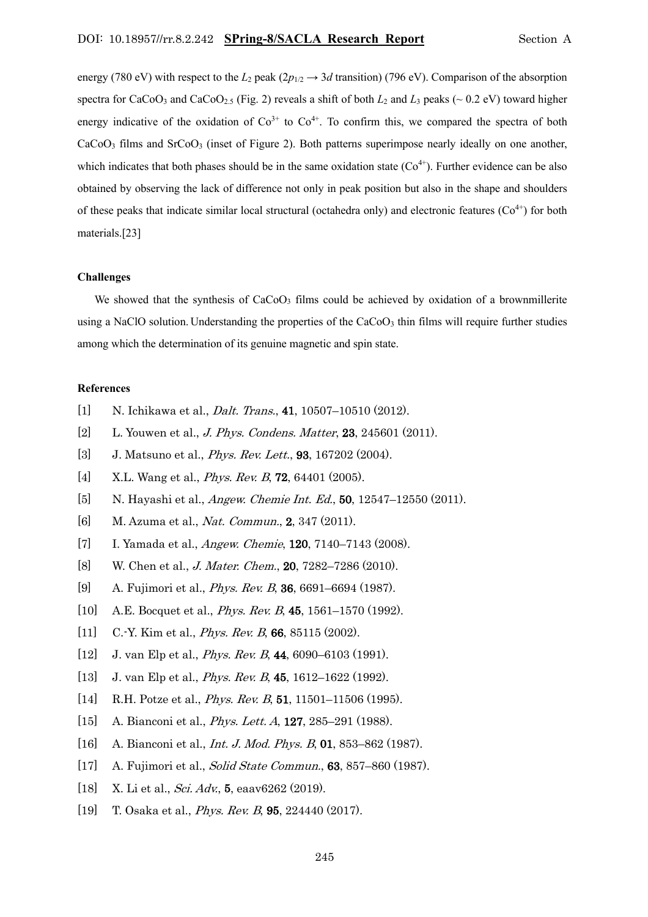energy (780 eV) with respect to the $L_2$ peak ($2p_{1/2} \rightarrow 3d$ transition) (796 eV). Comparison of the absorption spectra for $CaCoO_3$ and $CaCoO_{2.5}$ (Fig. 2) reveals a shift of both $L_2$ and $L_3$ peaks (~ 0.2 eV) toward higher energy indicative of the oxidation of $Co^{3+}$ to $Co^{4+}$. To confirm this, we compared the spectra of both $CaCoO_3$ films and $SrCoO_3$ (inset of Figure 2). Both patterns superimpose nearly ideally on one another, which indicates that both phases should be in the same oxidation state ($Co^{4+}$). Further evidence can be also obtained by observing the lack of difference not only in peak position but also in the shape and shoulders of these peaks that indicate similar local structural (octahedra only) and electronic features ($Co^{4+}$) for both materials.[23]

**Challenges**

We showed that the synthesis of $CaCoO_3$ films could be achieved by oxidation of a brownmillerite using a NaClO solution. Understanding the properties of the $CaCoO_3$ thin films will require further studies among which the determination of its genuine magnetic and spin state.

**References**

[1] N. Ichikawa et al., *Dalt. Trans.*, **41**, 10507–10510 (2012).

[2] L. Youwen et al., *J. Phys. Condens. Matter*, **23**, 245601 (2011).

[3] J. Matsuno et al., *Phys. Rev. Lett.*, **93**, 167202 (2004).

[4] X.L. Wang et al., *Phys. Rev. B*, **72**, 64401 (2005).

[5] N. Hayashi et al., *Angew. Chemie Int. Ed.*, **50**, 12547–12550 (2011).

[6] M. Azuma et al., *Nat. Commun.*, **2**, 347 (2011).

[7] I. Yamada et al., *Angew. Chemie*, **120**, 7140–7143 (2008).

[8] W. Chen et al., *J. Mater. Chem.*, **20**, 7282–7286 (2010).

[9] A. Fujimori et al., *Phys. Rev. B*, **36**, 6691–6694 (1987).

[10] A.E. Bocquet et al., *Phys. Rev. B*, **45**, 1561–1570 (1992).

[11] C.-Y. Kim et al., *Phys. Rev. B*, **66**, 85115 (2002).

[12] J. van Elp et al., *Phys. Rev. B*, **44**, 6090–6103 (1991).

[13] J. van Elp et al., *Phys. Rev. B*, **45**, 1612–1622 (1992).

[14] R.H. Potze et al., *Phys. Rev. B*, **51**, 11501–11506 (1995).

[15] A. Bianconi et al., *Phys. Lett. A*, **127**, 285–291 (1988).

[16] A. Bianconi et al., *Int. J. Mod. Phys. B*, **01**, 853–862 (1987).

[17] A. Fujimori et al., *Solid State Commun.*, **63**, 857–860 (1987).

[18] X. Li et al., *Sci. Adv.*, **5**, eaav6262 (2019).

[19] T. Osaka et al., *Phys. Rev. B*, **95**, 224440 (2017).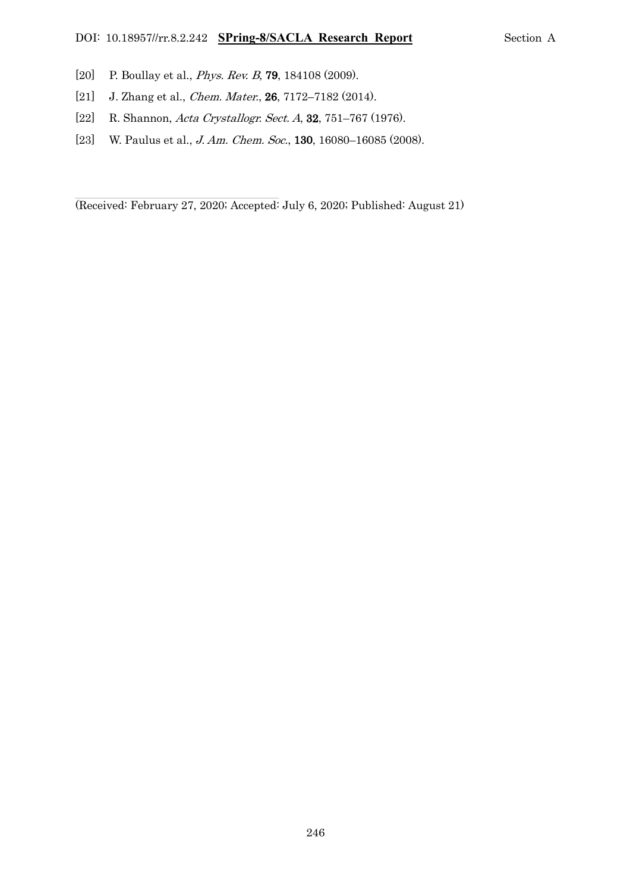[20] P. Boullay et al., *Phys. Rev. B*, **79**, 184108 (2009).

[21] J. Zhang et al., *Chem. Mater.*, **26**, 7172–7182 (2014).

[22] R. Shannon, *Acta Crystallogr. Sect. A*, **32**, 751–767 (1976).

[23] W. Paulus et al., *J. Am. Chem. Soc.*, **130**, 16080–16085 (2008).

---

(Received: February 27, 2020; Accepted: July 6, 2020; Published: August 21)